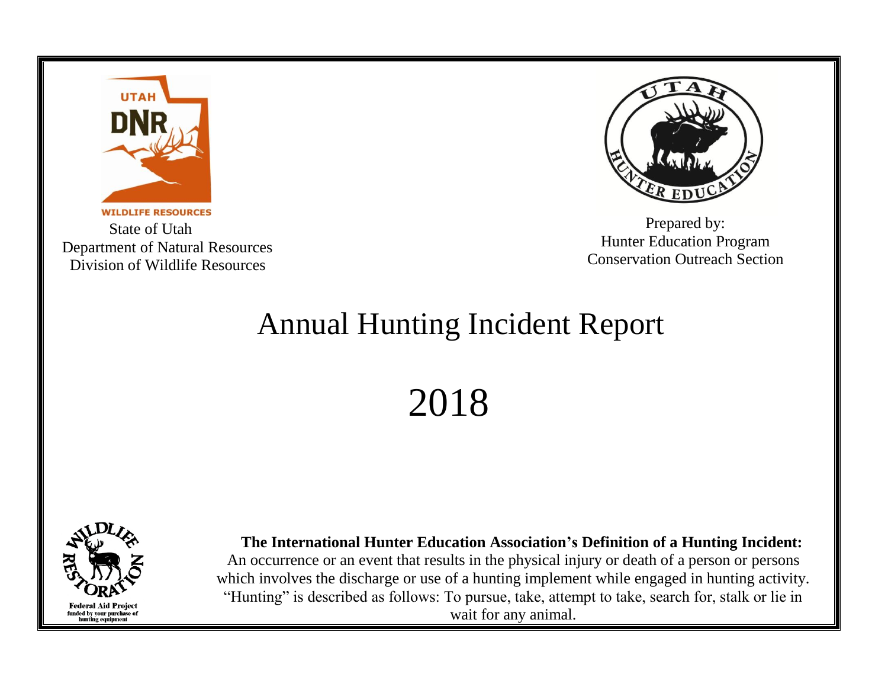State of Utah
Department of Natural Resources
Division of Wildlife Resources

Prepared by:
Hunter Education Program
Conservation Outreach Section

# Annual Hunting Incident Report

# 2018

Federal Aid Project funded by your purchase of hunting equipment

**The International Hunter Education Association's Definition of a Hunting Incident:**
An occurrence or an event that results in the physical injury or death of a person or persons which involves the discharge or use of a hunting implement while engaged in hunting activity. "Hunting" is described as follows: To pursue, take, attempt to take, search for, stalk or lie in wait for any animal.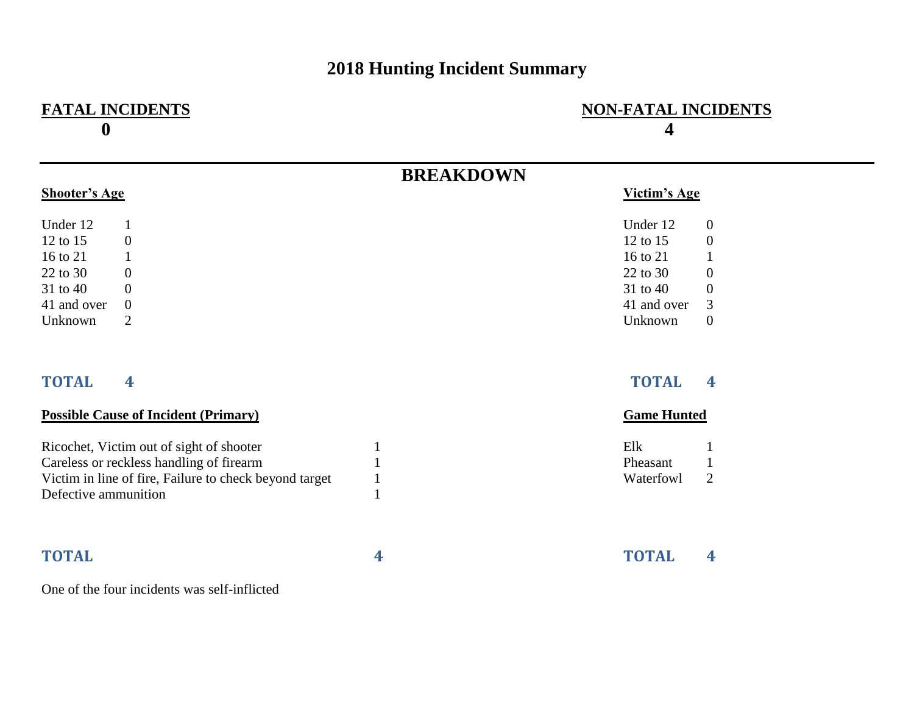# 2018 Hunting Incident Summary

**FATAL INCIDENTS**
**0**

**NON-FATAL INCIDENTS**
**4**

## BREAKDOWN

**Shooter's Age**

| Age | Count |
|---|---|
| Under 12 | 1 |
| 12 to 15 | 0 |
| 16 to 21 | 1 |
| 22 to 30 | 0 |
| 31 to 40 | 0 |
| 41 and over | 0 |
| Unknown | 2 |
| **TOTAL** | **4** |

**Victim's Age**

| Age | Count |
|---|---|
| Under 12 | 0 |
| 12 to 15 | 0 |
| 16 to 21 | 1 |
| 22 to 30 | 0 |
| 31 to 40 | 0 |
| 41 and over | 3 |
| Unknown | 0 |
| **TOTAL** | **4** |

**Possible Cause of Incident (Primary)**

| Cause | Count |
|---|---|
| Ricochet, Victim out of sight of shooter | 1 |
| Careless or reckless handling of firearm | 1 |
| Victim in line of fire, Failure to check beyond target | 1 |
| Defective ammunition | 1 |
| **TOTAL** | **4** |

**Game Hunted**

| Game | Count |
|---|---|
| Elk | 1 |
| Pheasant | 1 |
| Waterfowl | 2 |
| **TOTAL** | **4** |

One of the four incidents was self-inflicted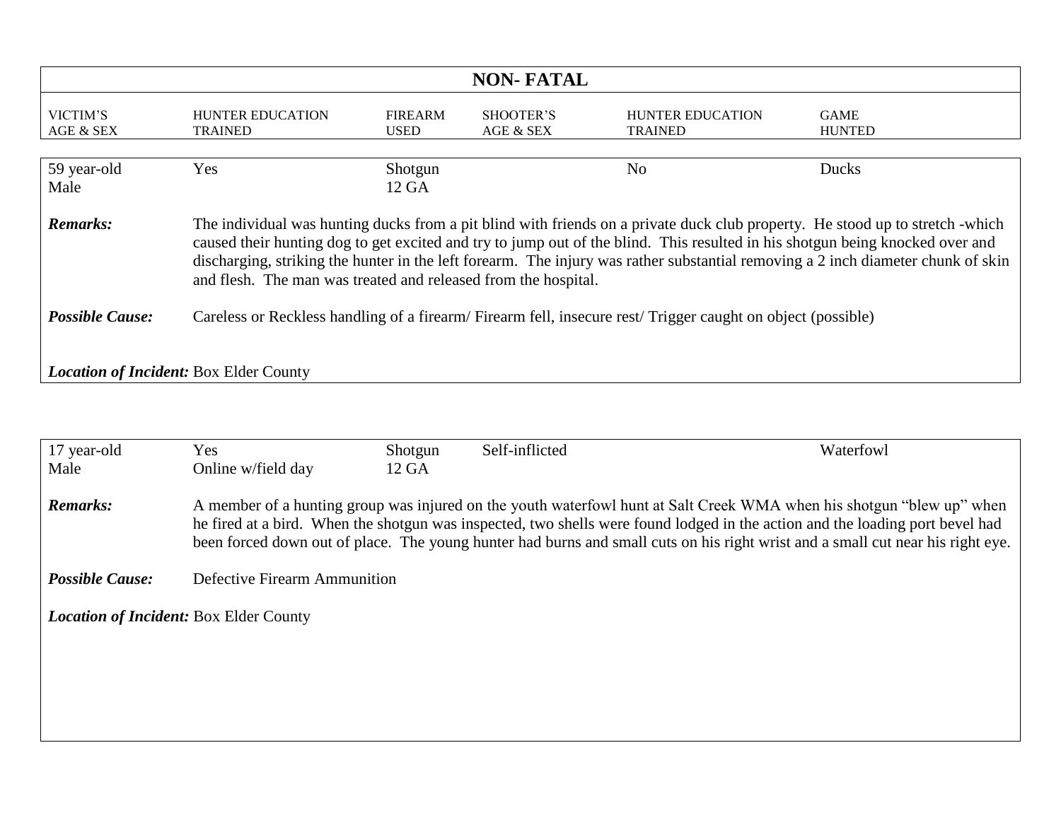## NON- FATAL

| VICTIM'S AGE & SEX | HUNTER EDUCATION TRAINED | FIREARM USED | SHOOTER'S AGE & SEX | HUNTER EDUCATION TRAINED | GAME HUNTED |
|---|---|---|---|---|---|
| 59 year-old Male | Yes | Shotgun 12 GA | | No | Ducks |

***Remarks:*** The individual was hunting ducks from a pit blind with friends on a private duck club property. He stood up to stretch -which caused their hunting dog to get excited and try to jump out of the blind. This resulted in his shotgun being knocked over and discharging, striking the hunter in the left forearm. The injury was rather substantial removing a 2 inch diameter chunk of skin and flesh. The man was treated and released from the hospital.

***Possible Cause:*** Careless or Reckless handling of a firearm/ Firearm fell, insecure rest/ Trigger caught on object (possible)

***Location of Incident:*** Box Elder County

| VICTIM'S AGE & SEX | HUNTER EDUCATION TRAINED | FIREARM USED | SHOOTER'S AGE & SEX | HUNTER EDUCATION TRAINED | GAME HUNTED |
|---|---|---|---|---|---|
| 17 year-old Male | Yes Online w/field day | Shotgun 12 GA | Self-inflicted | | Waterfowl |

***Remarks:*** A member of a hunting group was injured on the youth waterfowl hunt at Salt Creek WMA when his shotgun "blew up" when he fired at a bird. When the shotgun was inspected, two shells were found lodged in the action and the loading port bevel had been forced down out of place. The young hunter had burns and small cuts on his right wrist and a small cut near his right eye.

***Possible Cause:*** Defective Firearm Ammunition

***Location of Incident:*** Box Elder County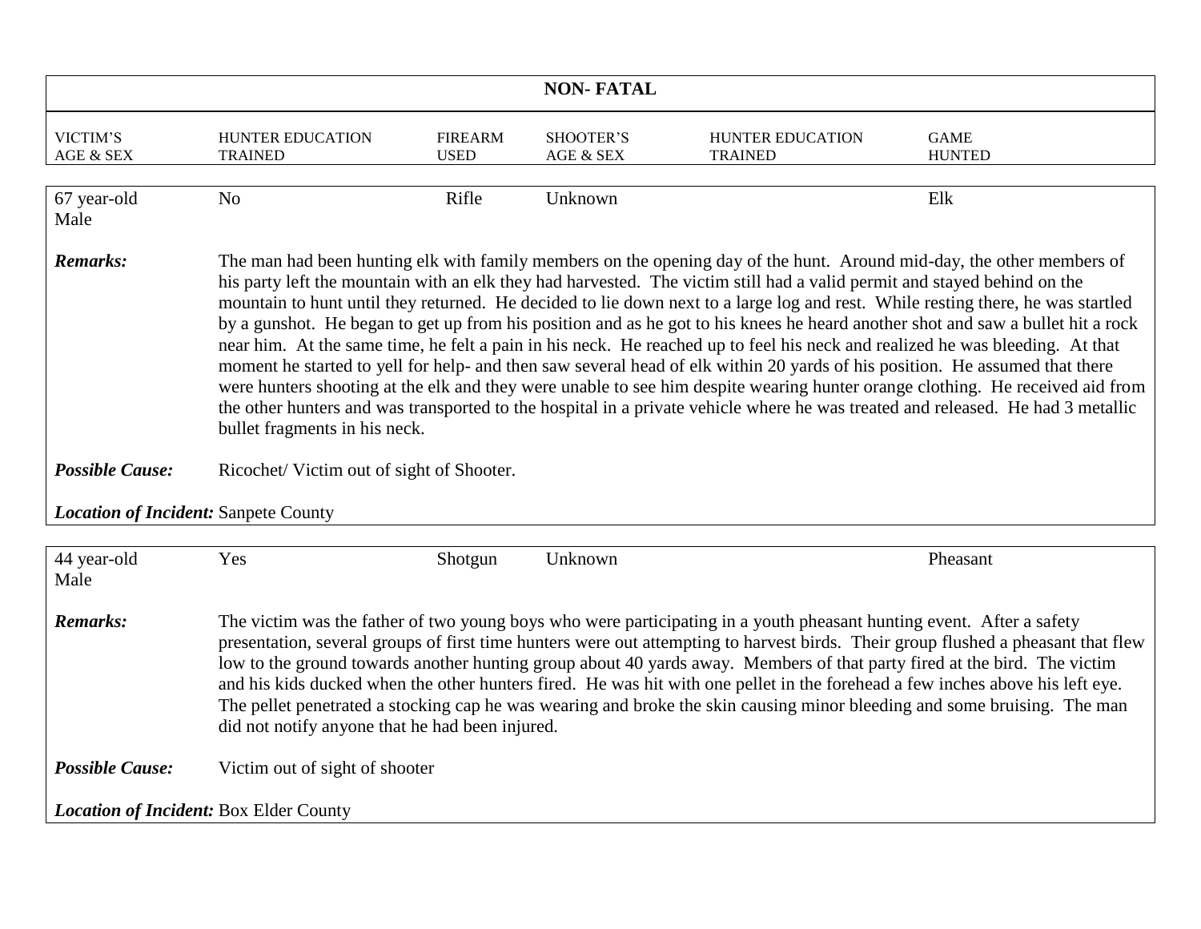**NON- FATAL**

| VICTIM'S AGE & SEX | HUNTER EDUCATION TRAINED | FIREARM USED | SHOOTER'S AGE & SEX | HUNTER EDUCATION TRAINED | GAME HUNTED |
|---|---|---|---|---|---|
| 67 year-old Male | No | Rifle | Unknown | | Elk |

***Remarks:*** The man had been hunting elk with family members on the opening day of the hunt. Around mid-day, the other members of his party left the mountain with an elk they had harvested. The victim still had a valid permit and stayed behind on the mountain to hunt until they returned. He decided to lie down next to a large log and rest. While resting there, he was startled by a gunshot. He began to get up from his position and as he got to his knees he heard another shot and saw a bullet hit a rock near him. At the same time, he felt a pain in his neck. He reached up to feel his neck and realized he was bleeding. At that moment he started to yell for help- and then saw several head of elk within 20 yards of his position. He assumed that there were hunters shooting at the elk and they were unable to see him despite wearing hunter orange clothing. He received aid from the other hunters and was transported to the hospital in a private vehicle where he was treated and released. He had 3 metallic bullet fragments in his neck.

***Possible Cause:*** Ricochet/ Victim out of sight of Shooter.

***Location of Incident:*** Sanpete County

| VICTIM'S AGE & SEX | HUNTER EDUCATION TRAINED | FIREARM USED | SHOOTER'S AGE & SEX | HUNTER EDUCATION TRAINED | GAME HUNTED |
|---|---|---|---|---|---|
| 44 year-old Male | Yes | Shotgun | Unknown | | Pheasant |

***Remarks:*** The victim was the father of two young boys who were participating in a youth pheasant hunting event. After a safety presentation, several groups of first time hunters were out attempting to harvest birds. Their group flushed a pheasant that flew low to the ground towards another hunting group about 40 yards away. Members of that party fired at the bird. The victim and his kids ducked when the other hunters fired. He was hit with one pellet in the forehead a few inches above his left eye. The pellet penetrated a stocking cap he was wearing and broke the skin causing minor bleeding and some bruising. The man did not notify anyone that he had been injured.

***Possible Cause:*** Victim out of sight of shooter

***Location of Incident:*** Box Elder County